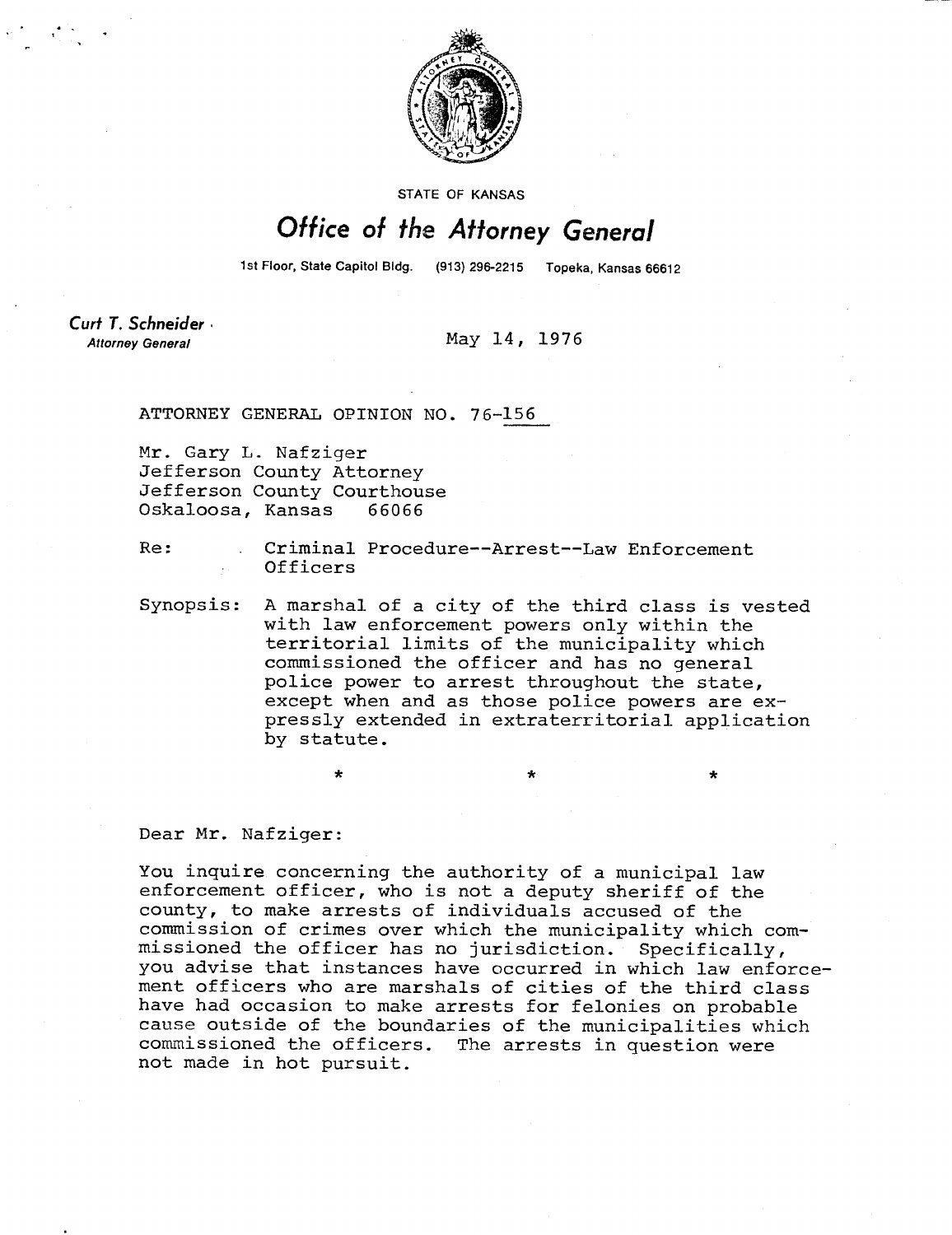STATE OF KANSAS

# Office of the Attorney General

1st Floor, State Capitol Bldg. (913) 296-2215 Topeka, Kansas 66612

**Curt T. Schneider**
Attorney General

May 14, 1976

ATTORNEY GENERAL OPINION NO. 76-156

Mr. Gary L. Nafziger
Jefferson County Attorney
Jefferson County Courthouse
Oskaloosa, Kansas 66066

Re: Criminal Procedure--Arrest--Law Enforcement Officers

Synopsis: A marshal of a city of the third class is vested with law enforcement powers only within the territorial limits of the municipality which commissioned the officer and has no general police power to arrest throughout the state, except when and as those police powers are expressly extended in extraterritorial application by statute.

\* \* \*

Dear Mr. Nafziger:

You inquire concerning the authority of a municipal law enforcement officer, who is not a deputy sheriff of the county, to make arrests of individuals accused of the commission of crimes over which the municipality which commissioned the officer has no jurisdiction. Specifically, you advise that instances have occurred in which law enforcement officers who are marshals of cities of the third class have had occasion to make arrests for felonies on probable cause outside of the boundaries of the municipalities which commissioned the officers. The arrests in question were not made in hot pursuit.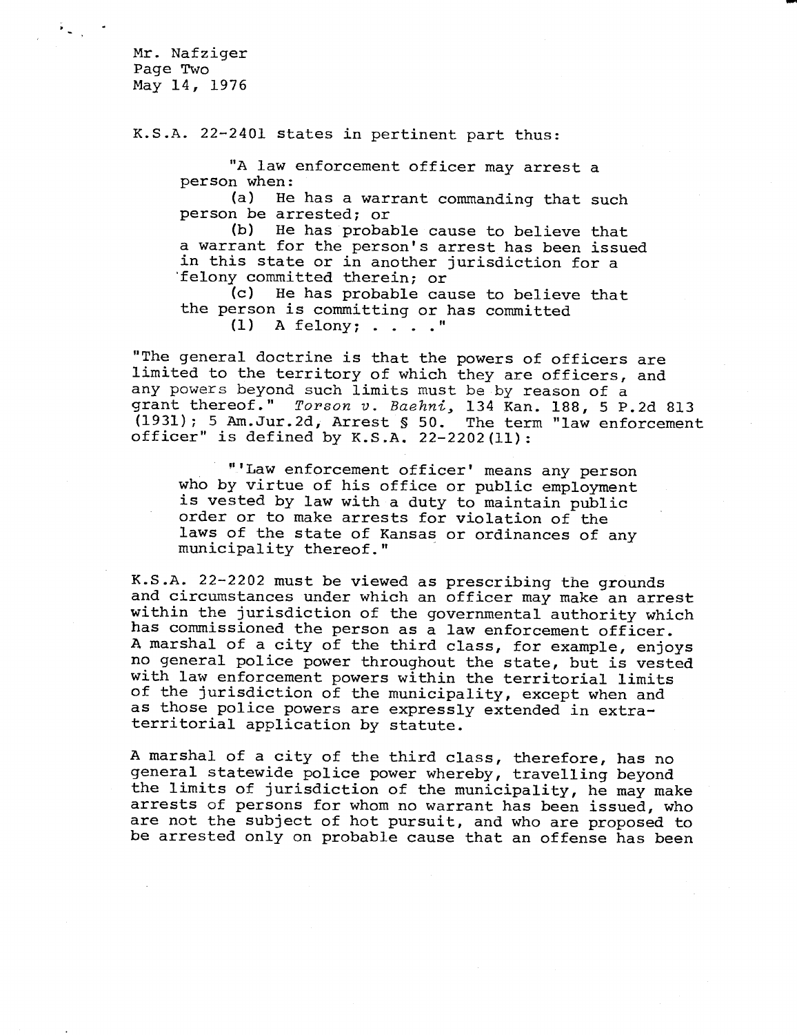K.S.A. 22-2401 states in pertinent part thus:

> "A law enforcement officer may arrest a person when:
>
> (a) He has a warrant commanding that such person be arrested; or
>
> (b) He has probable cause to believe that a warrant for the person's arrest has been issued in this state or in another jurisdiction for a felony committed therein; or
>
> (c) He has probable cause to believe that the person is committing or has committed
>
> (1) A felony; . . . ."

"The general doctrine is that the powers of officers are limited to the territory of which they are officers, and any powers beyond such limits must be by reason of a grant thereof." *Torson v. Baehni*, 134 Kan. 188, 5 P.2d 813 (1931); 5 Am.Jur.2d, Arrest § 50. The term "law enforcement officer" is defined by K.S.A. 22-2202(11):

> "'Law enforcement officer' means any person who by virtue of his office or public employment is vested by law with a duty to maintain public order or to make arrests for violation of the laws of the state of Kansas or ordinances of any municipality thereof."

K.S.A. 22-2202 must be viewed as prescribing the grounds and circumstances under which an officer may make an arrest within the jurisdiction of the governmental authority which has commissioned the person as a law enforcement officer. A marshal of a city of the third class, for example, enjoys no general police power throughout the state, but is vested with law enforcement powers within the territorial limits of the jurisdiction of the municipality, except when and as those police powers are expressly extended in extra-territorial application by statute.

A marshal of a city of the third class, therefore, has no general statewide police power whereby, travelling beyond the limits of jurisdiction of the municipality, he may make arrests of persons for whom no warrant has been issued, who are not the subject of hot pursuit, and who are proposed to be arrested only on probable cause that an offense has been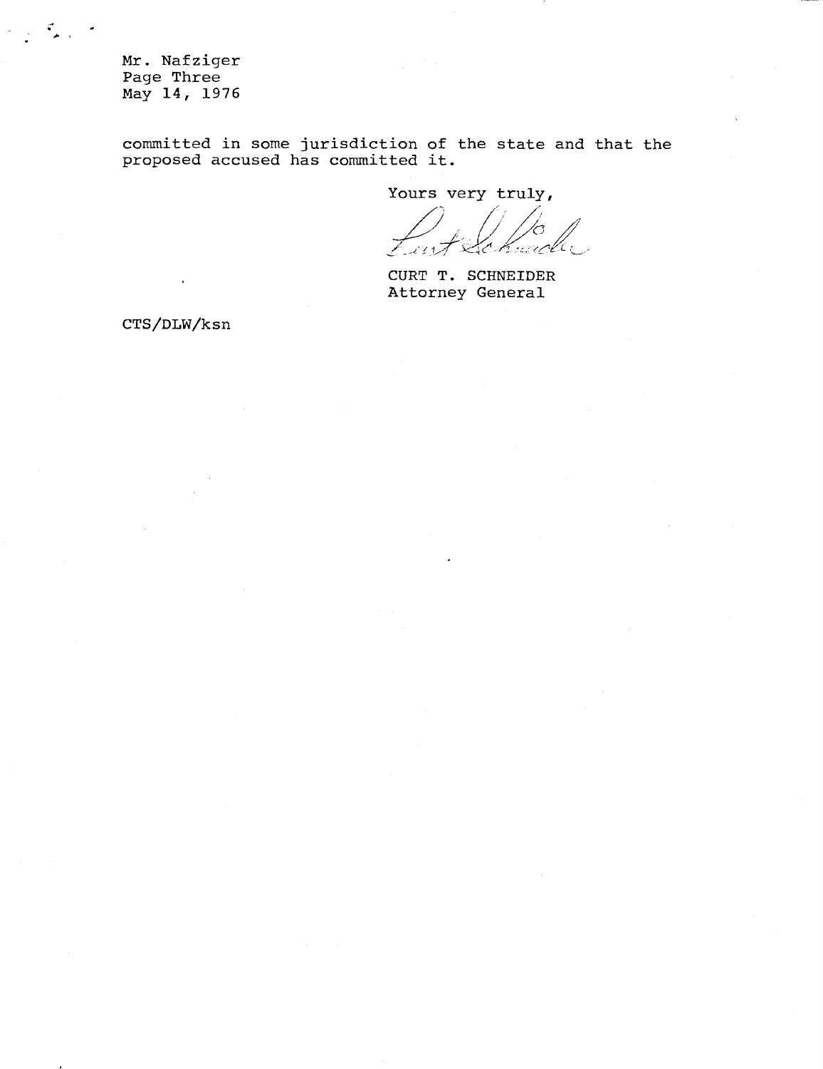Mr. Nafziger
Page Three
May 14, 1976

committed in some jurisdiction of the state and that the proposed accused has committed it.

Yours very truly,

CURT T. SCHNEIDER
Attorney General

CTS/DLW/ksn